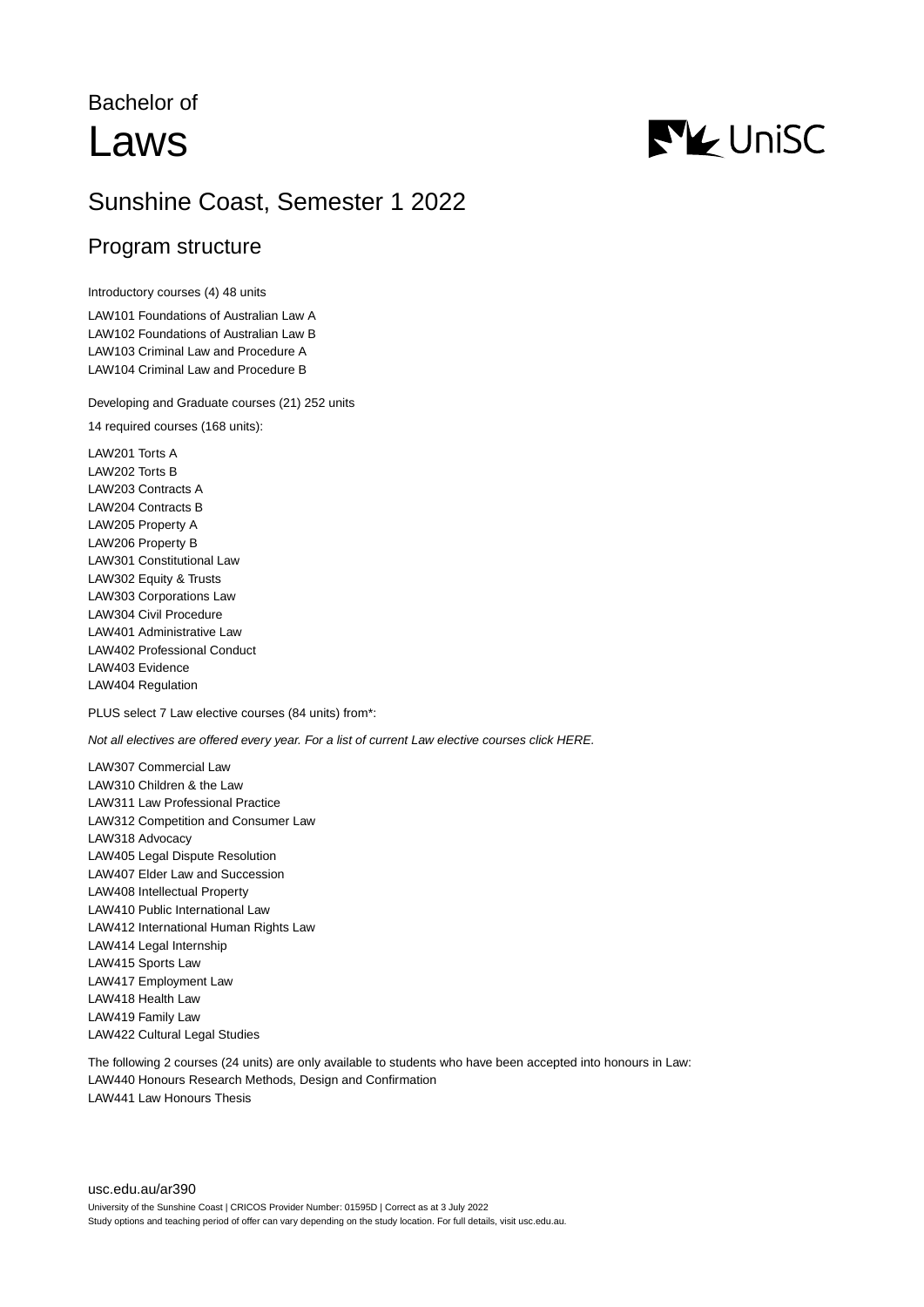# Bachelor of Laws

## Sunshine Coast, Semester 1 2022

### Program structure

Introductory courses (4) 48 units

LAW101 Foundations of Australian Law A
LAW102 Foundations of Australian Law B
LAW103 Criminal Law and Procedure A
LAW104 Criminal Law and Procedure B

Developing and Graduate courses (21) 252 units

14 required courses (168 units):

LAW201 Torts A
LAW202 Torts B
LAW203 Contracts A
LAW204 Contracts B
LAW205 Property A
LAW206 Property B
LAW301 Constitutional Law
LAW302 Equity & Trusts
LAW303 Corporations Law
LAW304 Civil Procedure
LAW401 Administrative Law
LAW402 Professional Conduct
LAW403 Evidence
LAW404 Regulation

PLUS select 7 Law elective courses (84 units) from*:

*Not all electives are offered every year. For a list of current Law elective courses click HERE.*

LAW307 Commercial Law
LAW310 Children & the Law
LAW311 Law Professional Practice
LAW312 Competition and Consumer Law
LAW318 Advocacy
LAW405 Legal Dispute Resolution
LAW407 Elder Law and Succession
LAW408 Intellectual Property
LAW410 Public International Law
LAW412 International Human Rights Law
LAW414 Legal Internship
LAW415 Sports Law
LAW417 Employment Law
LAW418 Health Law
LAW419 Family Law
LAW422 Cultural Legal Studies

The following 2 courses (24 units) are only available to students who have been accepted into honours in Law:
LAW440 Honours Research Methods, Design and Confirmation
LAW441 Law Honours Thesis

usc.edu.au/ar390

University of the Sunshine Coast | CRICOS Provider Number: 01595D | Correct as at 3 July 2022
Study options and teaching period of offer can vary depending on the study location. For full details, visit usc.edu.au.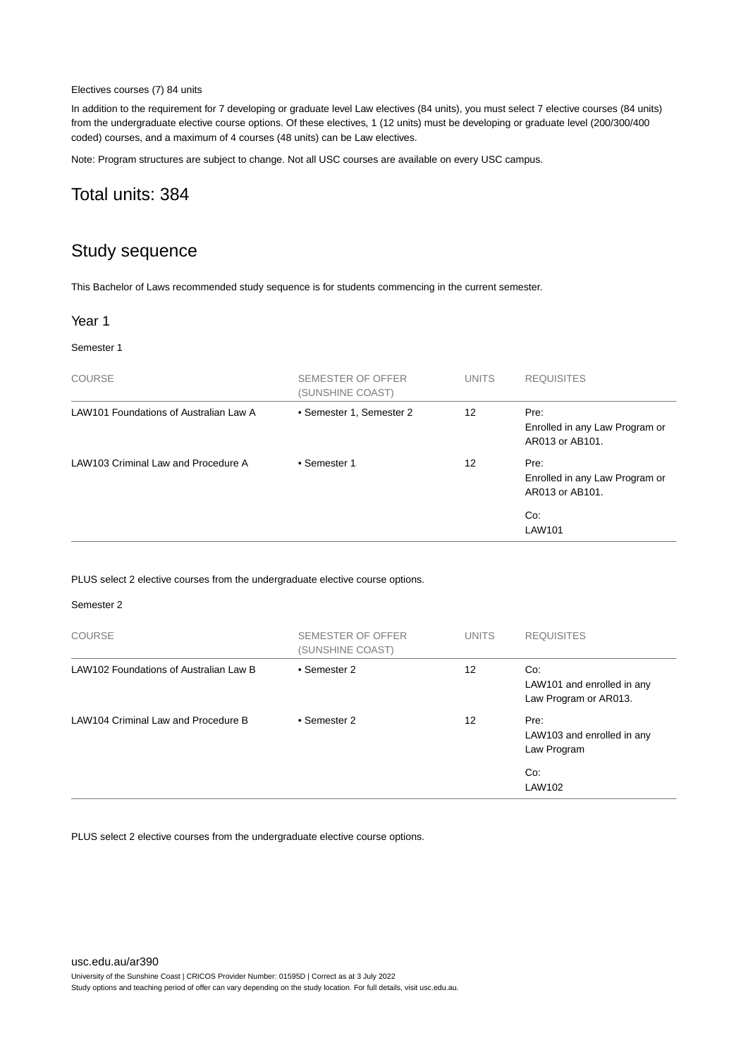Electives courses (7) 84 units

In addition to the requirement for 7 developing or graduate level Law electives (84 units), you must select 7 elective courses (84 units) from the undergraduate elective course options. Of these electives, 1 (12 units) must be developing or graduate level (200/300/400 coded) courses, and a maximum of 4 courses (48 units) can be Law electives.

Note: Program structures are subject to change. Not all USC courses are available on every USC campus.

## Total units: 384

## Study sequence

This Bachelor of Laws recommended study sequence is for students commencing in the current semester.

### Year 1

Semester 1

| COURSE | SEMESTER OF OFFER (SUNSHINE COAST) | UNITS | REQUISITES |
|---|---|---|---|
| LAW101 Foundations of Australian Law A | • Semester 1, Semester 2 | 12 | Pre: Enrolled in any Law Program or AR013 or AB101. |
| LAW103 Criminal Law and Procedure A | • Semester 1 | 12 | Pre: Enrolled in any Law Program or AR013 or AB101. Co: LAW101 |

PLUS select 2 elective courses from the undergraduate elective course options.

Semester 2

| COURSE | SEMESTER OF OFFER (SUNSHINE COAST) | UNITS | REQUISITES |
|---|---|---|---|
| LAW102 Foundations of Australian Law B | • Semester 2 | 12 | Co: LAW101 and enrolled in any Law Program or AR013. |
| LAW104 Criminal Law and Procedure B | • Semester 2 | 12 | Pre: LAW103 and enrolled in any Law Program Co: LAW102 |

PLUS select 2 elective courses from the undergraduate elective course options.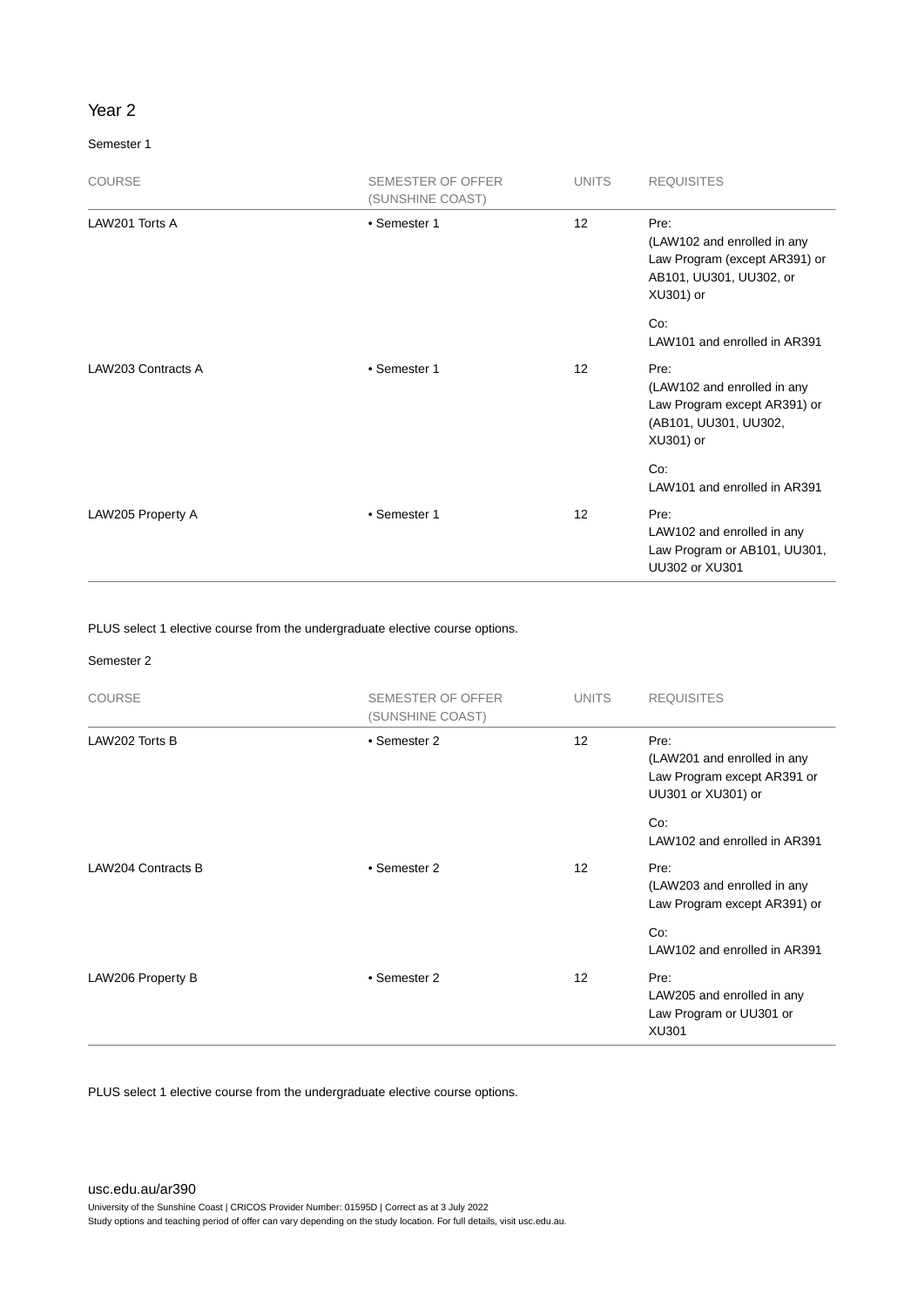## Year 2

### Semester 1

| COURSE | SEMESTER OF OFFER (SUNSHINE COAST) | UNITS | REQUISITES |
|---|---|---|---|
| LAW201 Torts A | • Semester 1 | 12 | Pre: (LAW102 and enrolled in any Law Program (except AR391) or AB101, UU301, UU302, or XU301) or<br><br>Co: LAW101 and enrolled in AR391 |
| LAW203 Contracts A | • Semester 1 | 12 | Pre: (LAW102 and enrolled in any Law Program except AR391) or (AB101, UU301, UU302, XU301) or<br><br>Co: LAW101 and enrolled in AR391 |
| LAW205 Property A | • Semester 1 | 12 | Pre: LAW102 and enrolled in any Law Program or AB101, UU301, UU302 or XU301 |

PLUS select 1 elective course from the undergraduate elective course options.

### Semester 2

| COURSE | SEMESTER OF OFFER (SUNSHINE COAST) | UNITS | REQUISITES |
|---|---|---|---|
| LAW202 Torts B | • Semester 2 | 12 | Pre: (LAW201 and enrolled in any Law Program except AR391 or UU301 or XU301) or<br><br>Co: LAW102 and enrolled in AR391 |
| LAW204 Contracts B | • Semester 2 | 12 | Pre: (LAW203 and enrolled in any Law Program except AR391) or<br><br>Co: LAW102 and enrolled in AR391 |
| LAW206 Property B | • Semester 2 | 12 | Pre: LAW205 and enrolled in any Law Program or UU301 or XU301 |

PLUS select 1 elective course from the undergraduate elective course options.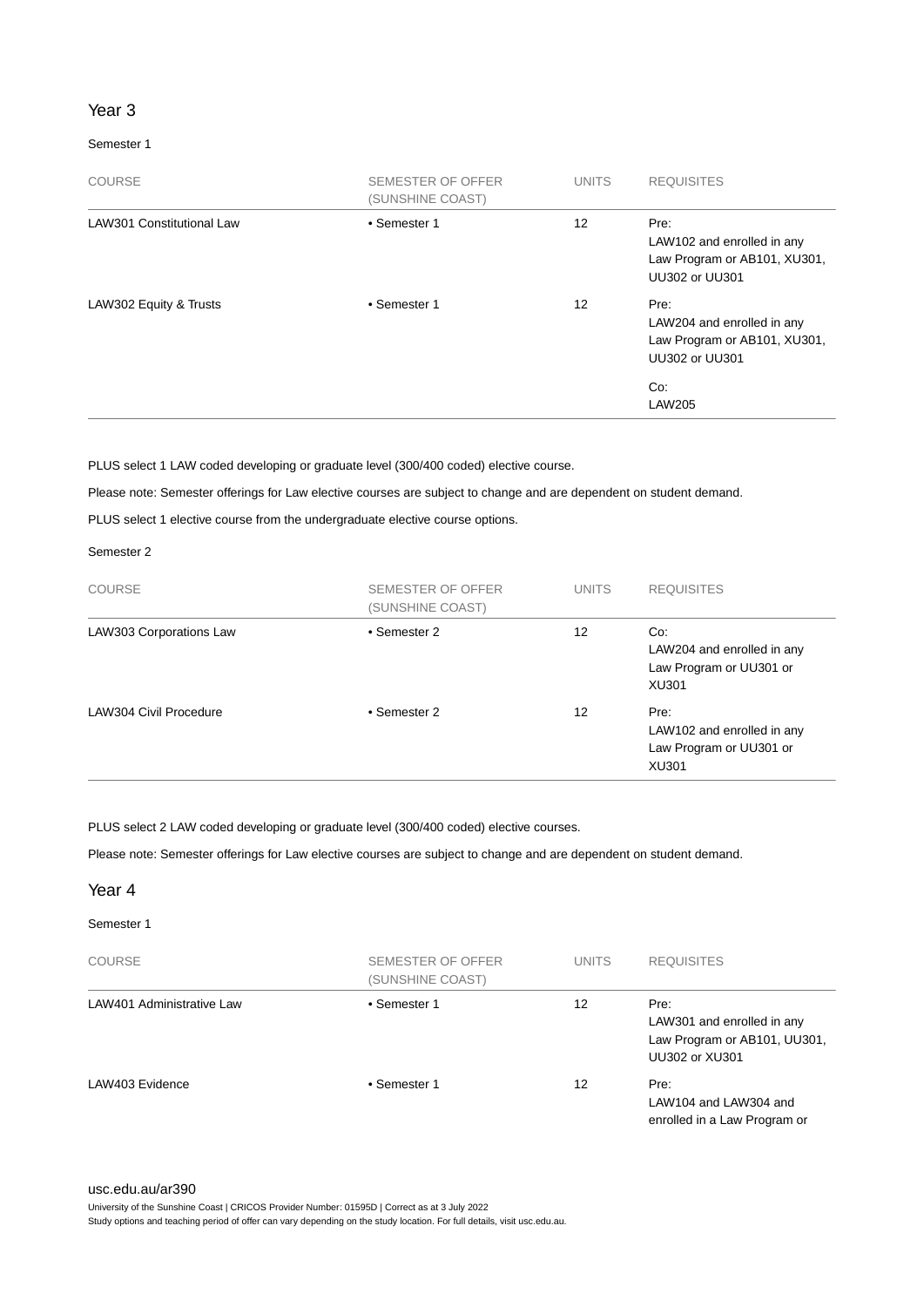## Year 3

### Semester 1

| COURSE | SEMESTER OF OFFER (SUNSHINE COAST) | UNITS | REQUISITES |
|---|---|---|---|
| LAW301 Constitutional Law | • Semester 1 | 12 | Pre: LAW102 and enrolled in any Law Program or AB101, XU301, UU302 or UU301 |
| LAW302 Equity & Trusts | • Semester 1 | 12 | Pre: LAW204 and enrolled in any Law Program or AB101, XU301, UU302 or UU301<br>Co: LAW205 |

PLUS select 1 LAW coded developing or graduate level (300/400 coded) elective course.

Please note: Semester offerings for Law elective courses are subject to change and are dependent on student demand.

PLUS select 1 elective course from the undergraduate elective course options.

### Semester 2

| COURSE | SEMESTER OF OFFER (SUNSHINE COAST) | UNITS | REQUISITES |
|---|---|---|---|
| LAW303 Corporations Law | • Semester 2 | 12 | Co: LAW204 and enrolled in any Law Program or UU301 or XU301 |
| LAW304 Civil Procedure | • Semester 2 | 12 | Pre: LAW102 and enrolled in any Law Program or UU301 or XU301 |

PLUS select 2 LAW coded developing or graduate level (300/400 coded) elective courses.

Please note: Semester offerings for Law elective courses are subject to change and are dependent on student demand.

## Year 4

### Semester 1

| COURSE | SEMESTER OF OFFER (SUNSHINE COAST) | UNITS | REQUISITES |
|---|---|---|---|
| LAW401 Administrative Law | • Semester 1 | 12 | Pre: LAW301 and enrolled in any Law Program or AB101, UU301, UU302 or XU301 |
| LAW403 Evidence | • Semester 1 | 12 | Pre: LAW104 and LAW304 and enrolled in a Law Program or |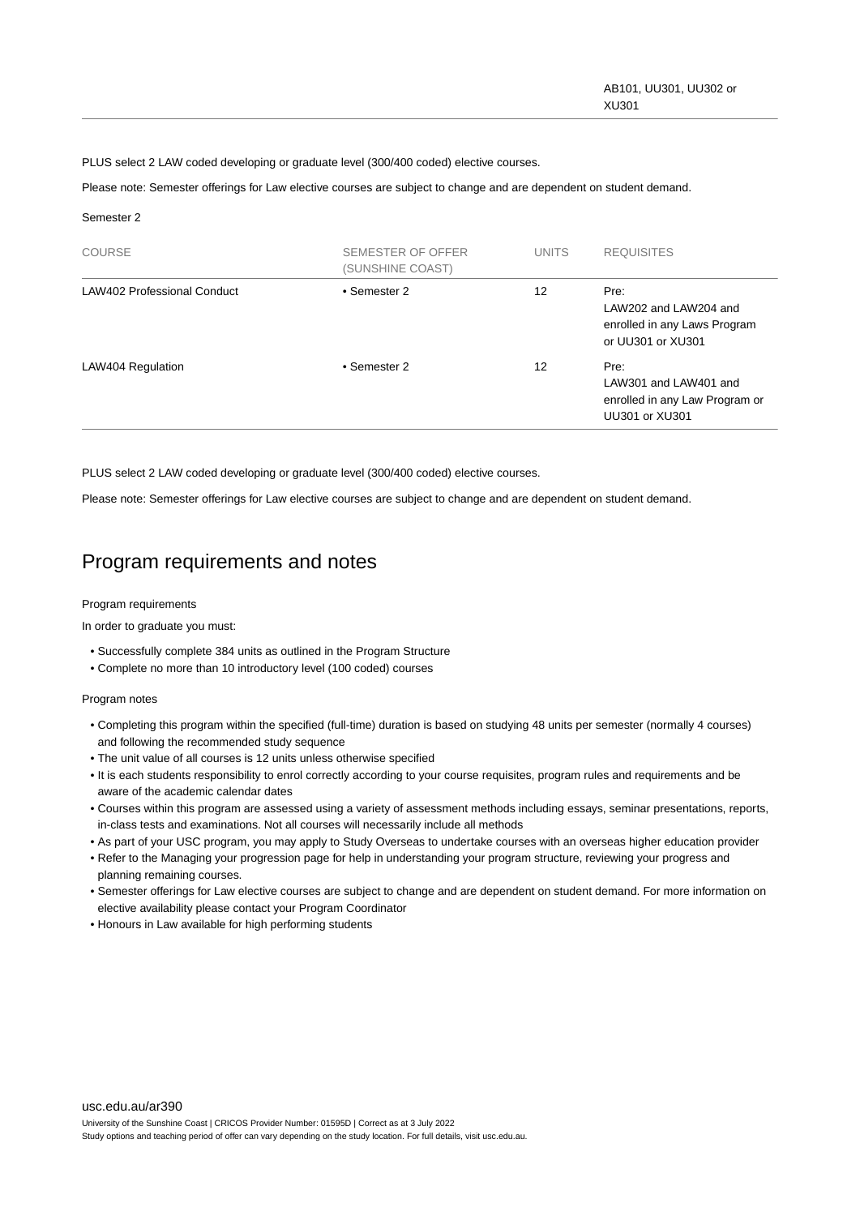| | | | |
|---|---|---|---|
| | | | AB101, UU301, UU302 or XU301 |

PLUS select 2 LAW coded developing or graduate level (300/400 coded) elective courses.

Please note: Semester offerings for Law elective courses are subject to change and are dependent on student demand.

Semester 2

| COURSE | SEMESTER OF OFFER (SUNSHINE COAST) | UNITS | REQUISITES |
|---|---|---|---|
| LAW402 Professional Conduct | • Semester 2 | 12 | Pre: LAW202 and LAW204 and enrolled in any Laws Program or UU301 or XU301 |
| LAW404 Regulation | • Semester 2 | 12 | Pre: LAW301 and LAW401 and enrolled in any Law Program or UU301 or XU301 |

PLUS select 2 LAW coded developing or graduate level (300/400 coded) elective courses.

Please note: Semester offerings for Law elective courses are subject to change and are dependent on student demand.

## Program requirements and notes

Program requirements

In order to graduate you must:

- Successfully complete 384 units as outlined in the Program Structure
- Complete no more than 10 introductory level (100 coded) courses

Program notes

- Completing this program within the specified (full-time) duration is based on studying 48 units per semester (normally 4 courses) and following the recommended study sequence
- The unit value of all courses is 12 units unless otherwise specified
- It is each students responsibility to enrol correctly according to your course requisites, program rules and requirements and be aware of the academic calendar dates
- Courses within this program are assessed using a variety of assessment methods including essays, seminar presentations, reports, in-class tests and examinations. Not all courses will necessarily include all methods
- As part of your USC program, you may apply to Study Overseas to undertake courses with an overseas higher education provider
- Refer to the Managing your progression page for help in understanding your program structure, reviewing your progress and planning remaining courses.
- Semester offerings for Law elective courses are subject to change and are dependent on student demand. For more information on elective availability please contact your Program Coordinator
- Honours in Law available for high performing students